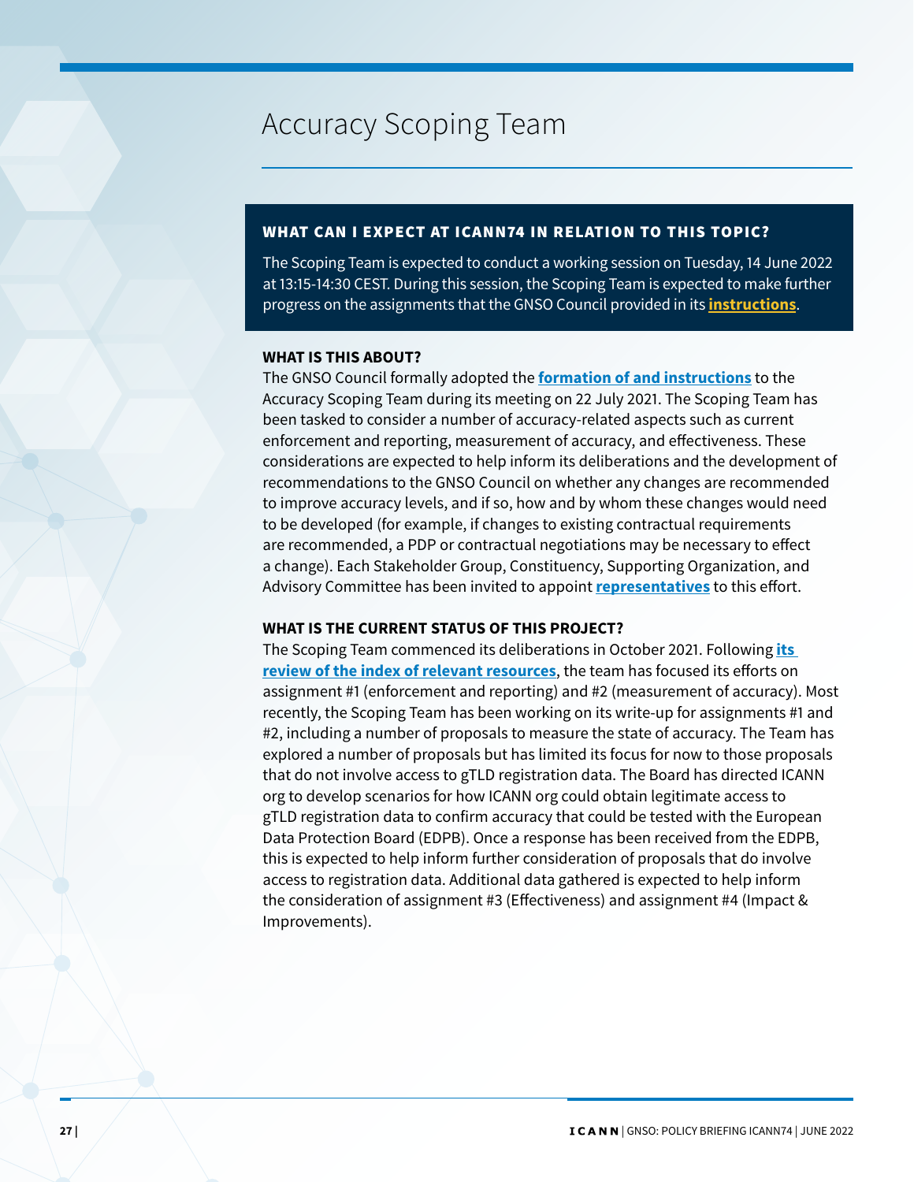# Accuracy Scoping Team

## WHAT CAN I EXPECT AT ICANN74 IN RELATION TO THIS TOPIC?

The Scoping Team is expected to conduct a working session on Tuesday, 14 June 2022 at 13:15-14:30 CEST. During this session, the Scoping Team is expected to make further progress on the assignments that the GNSO Council provided in its **instructions**.

### WHAT IS THIS ABOUT?

The GNSO Council formally adopted the **formation of and instructions** to the Accuracy Scoping Team during its meeting on 22 July 2021. The Scoping Team has been tasked to consider a number of accuracy-related aspects such as current enforcement and reporting, measurement of accuracy, and effectiveness. These considerations are expected to help inform its deliberations and the development of recommendations to the GNSO Council on whether any changes are recommended to improve accuracy levels, and if so, how and by whom these changes would need to be developed (for example, if changes to existing contractual requirements are recommended, a PDP or contractual negotiations may be necessary to effect a change). Each Stakeholder Group, Constituency, Supporting Organization, and Advisory Committee has been invited to appoint **representatives** to this effort.

### WHAT IS THE CURRENT STATUS OF THIS PROJECT?

The Scoping Team commenced its deliberations in October 2021. Following **its review of the index of relevant resources**, the team has focused its efforts on assignment #1 (enforcement and reporting) and #2 (measurement of accuracy). Most recently, the Scoping Team has been working on its write-up for assignments #1 and #2, including a number of proposals to measure the state of accuracy. The Team has explored a number of proposals but has limited its focus for now to those proposals that do not involve access to gTLD registration data. The Board has directed ICANN org to develop scenarios for how ICANN org could obtain legitimate access to gTLD registration data to confirm accuracy that could be tested with the European Data Protection Board (EDPB). Once a response has been received from the EDPB, this is expected to help inform further consideration of proposals that do involve access to registration data. Additional data gathered is expected to help inform the consideration of assignment #3 (Effectiveness) and assignment #4 (Impact & Improvements).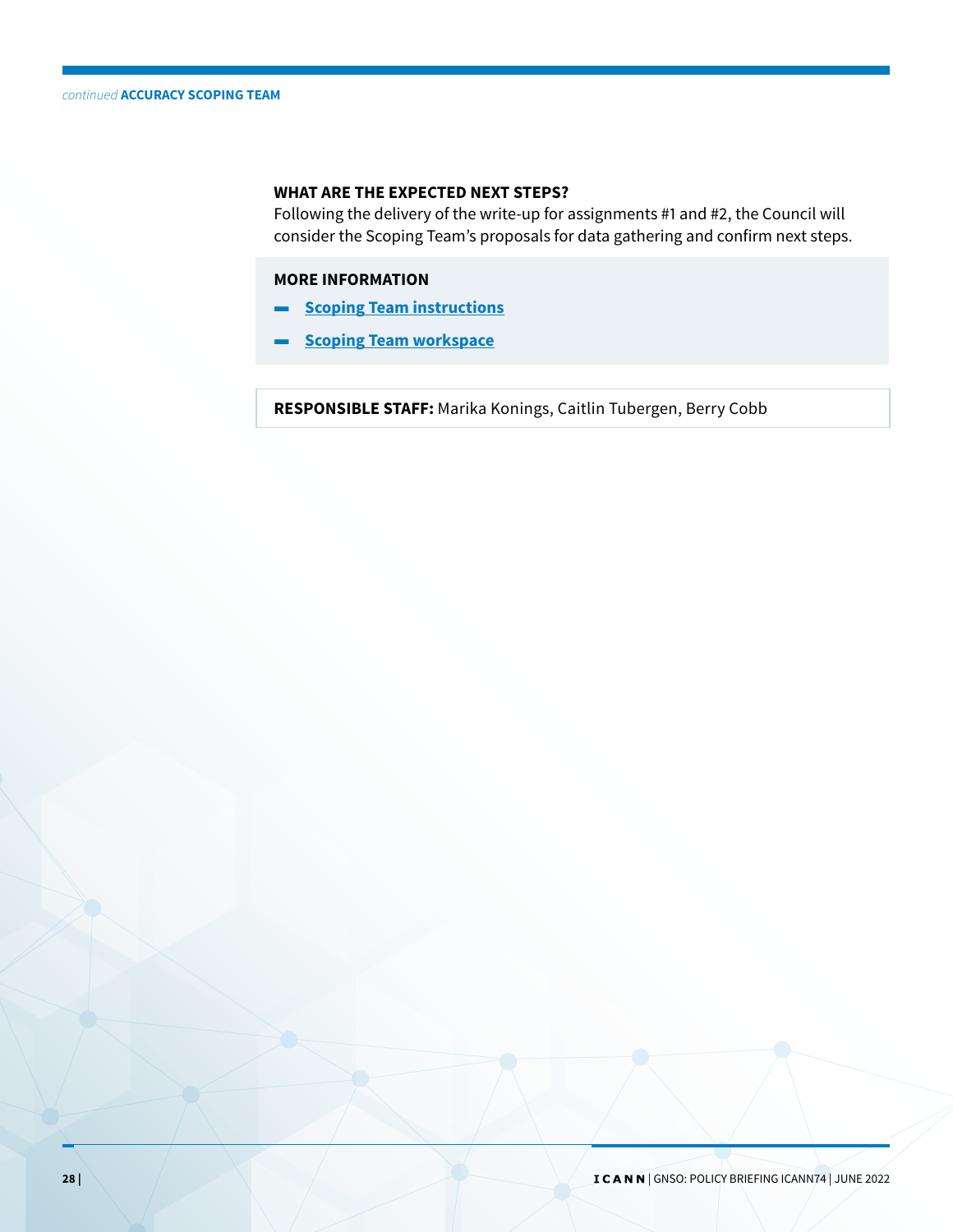**WHAT ARE THE EXPECTED NEXT STEPS?**

Following the delivery of the write-up for assignments #1 and #2, the Council will consider the Scoping Team's proposals for data gathering and confirm next steps.

**MORE INFORMATION**

- Scoping Team instructions
- Scoping Team workspace

**RESPONSIBLE STAFF:** Marika Konings, Caitlin Tubergen, Berry Cobb